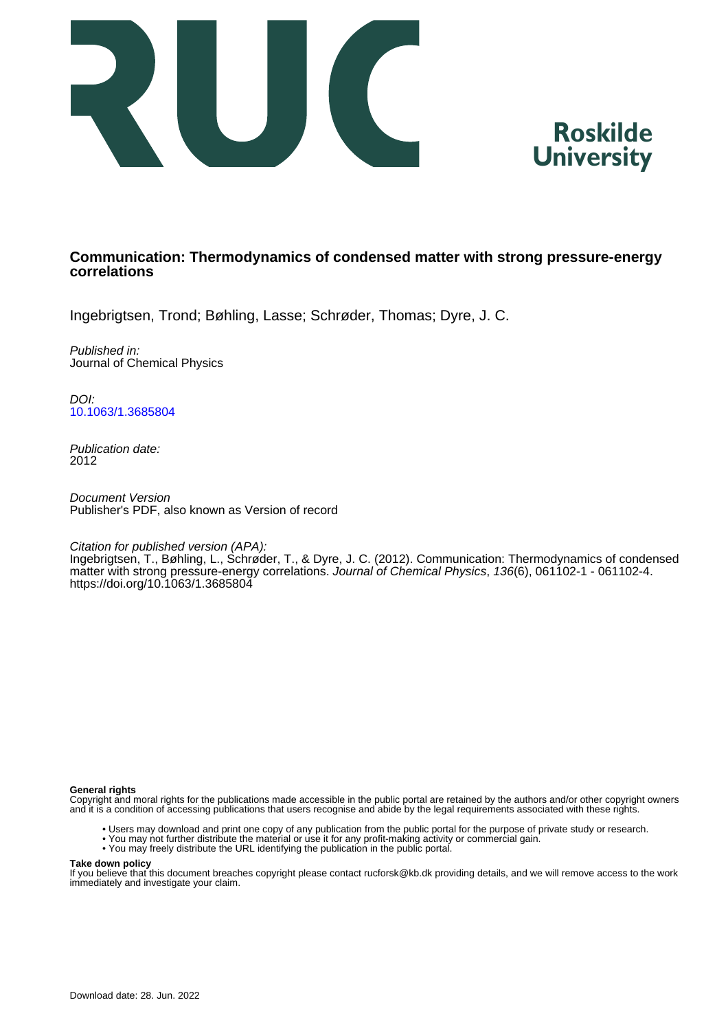# Communication: Thermodynamics of condensed matter with strong pressure-energy correlations

Ingebrigtsen, Trond; Bøhling, Lasse; Schrøder, Thomas; Dyre, J. C.

*Published in:*
Journal of Chemical Physics

*DOI:*
10.1063/1.3685804

*Publication date:*
2012

*Document Version*
Publisher's PDF, also known as Version of record

*Citation for published version (APA):*
Ingebrigtsen, T., Bøhling, L., Schrøder, T., & Dyre, J. C. (2012). Communication: Thermodynamics of condensed matter with strong pressure-energy correlations. *Journal of Chemical Physics*, *136*(6), 061102-1 - 061102-4. https://doi.org/10.1063/1.3685804

**General rights**
Copyright and moral rights for the publications made accessible in the public portal are retained by the authors and/or other copyright owners and it is a condition of accessing publications that users recognise and abide by the legal requirements associated with these rights.

- Users may download and print one copy of any publication from the public portal for the purpose of private study or research.
- You may not further distribute the material or use it for any profit-making activity or commercial gain.
- You may freely distribute the URL identifying the publication in the public portal.

**Take down policy**
If you believe that this document breaches copyright please contact rucforsk@kb.dk providing details, and we will remove access to the work immediately and investigate your claim.

Download date: 28. Jun. 2022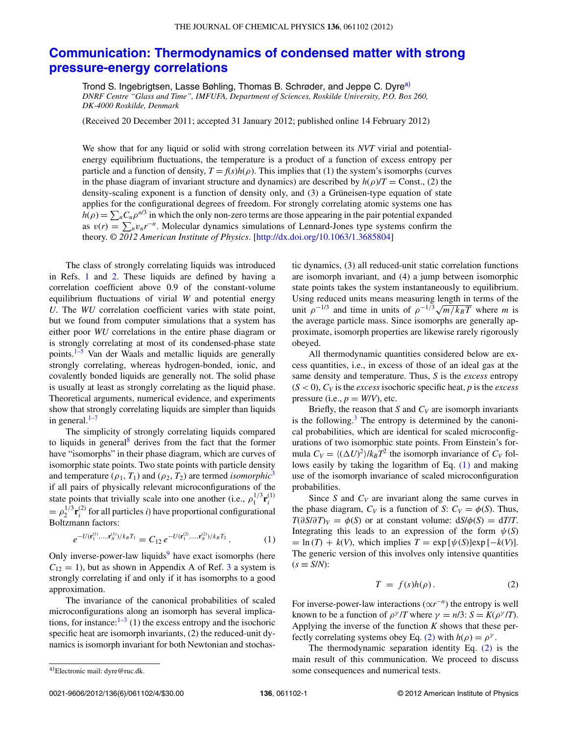# Communication: Thermodynamics of condensed matter with strong pressure-energy correlations

Trond S. Ingebrigtsen, Lasse Bøhling, Thomas B. Schrøder, and Jeppe C. Dyre[a)]

*DNRF Centre "Glass and Time", IMFUFA, Department of Sciences, Roskilde University, P.O. Box 260, DK-4000 Roskilde, Denmark*

(Received 20 December 2011; accepted 31 January 2012; published online 14 February 2012)

We show that for any liquid or solid with strong correlation between its *NVT* virial and potential-energy equilibrium fluctuations, the temperature is a product of a function of excess entropy per particle and a function of density, $T = f(s)h(\rho)$. This implies that (1) the system's isomorphs (curves in the phase diagram of invariant structure and dynamics) are described by $h(\rho)/T$ = Const., (2) the density-scaling exponent is a function of density only, and (3) a Grüneisen-type equation of state applies for the configurational degrees of freedom. For strongly correlating atomic systems one has $h(\rho) = \sum_n C_n \rho^{n/3}$ in which the only non-zero terms are those appearing in the pair potential expanded as $v(r) = \sum_n v_n r^{-n}$. Molecular dynamics simulations of Lennard-Jones type systems confirm the theory. *© 2012 American Institute of Physics*. [http://dx.doi.org/10.1063/1.3685804]

The class of strongly correlating liquids was introduced in Refs. 1 and 2. These liquids are defined by having a correlation coefficient above 0.9 of the constant-volume equilibrium fluctuations of virial $W$ and potential energy $U$. The $WU$ correlation coefficient varies with state point, but we found from computer simulations that a system has either poor $WU$ correlations in the entire phase diagram or is strongly correlating at most of its condensed-phase state points.[1–5] Van der Waals and metallic liquids are generally strongly correlating, whereas hydrogen-bonded, ionic, and covalently bonded liquids are generally not. The solid phase is usually at least as strongly correlating as the liquid phase. Theoretical arguments, numerical evidence, and experiments show that strongly correlating liquids are simpler than liquids in general.[1–7]

The simplicity of strongly correlating liquids compared to liquids in general[8] derives from the fact that the former have "isomorphs" in their phase diagram, which are curves of isomorphic state points. Two state points with particle density and temperature ($\rho_1$, $T_1$) and ($\rho_2$, $T_2$) are termed *isomorphic*[3] if all pairs of physically relevant microconfigurations of the state points that trivially scale into one another (i.e., $\rho_1^{1/3}\mathbf{r}_i^{(1)} = \rho_2^{1/3}\mathbf{r}_i^{(2)}$ for all particles $i$) have proportional configurational Boltzmann factors:

$$e^{-U(\mathbf{r}_1^{(1)},\ldots,\mathbf{r}_N^{(1)})/k_BT_1} = C_{12}\, e^{-U(\mathbf{r}_1^{(2)},\ldots,\mathbf{r}_N^{(2)})/k_BT_2}. \qquad (1)$$

Only inverse-power-law liquids[9] have exact isomorphs (here $C_{12} = 1$), but as shown in Appendix A of Ref. 3 a system is strongly correlating if and only if it has isomorphs to a good approximation.

The invariance of the canonical probabilities of scaled microconfigurations along an isomorph has several implications, for instance:[1–3] (1) the excess entropy and the isochoric specific heat are isomorph invariants, (2) the reduced-unit dynamics is isomorph invariant for both Newtonian and stochastic dynamics, (3) all reduced-unit static correlation functions are isomorph invariant, and (4) a jump between isomorphic state points takes the system instantaneously to equilibrium. Using reduced units means measuring length in terms of the unit $\rho^{-1/3}$ and time in units of $\rho^{-1/3}\sqrt{m/k_BT}$ where $m$ is the average particle mass. Since isomorphs are generally approximate, isomorph properties are likewise rarely rigorously obeyed.

All thermodynamic quantities considered below are excess quantities, i.e., in excess of those of an ideal gas at the same density and temperature. Thus, $S$ is the *excess* entropy ($S < 0$), $C_V$ is the *excess* isochoric specific heat, $p$ is the *excess* pressure (i.e., $p = W/V$), etc.

Briefly, the reason that $S$ and $C_V$ are isomorph invariants is the following.[3] The entropy is determined by the canonical probabilities, which are identical for scaled microconfigurations of two isomorphic state points. From Einstein's formula $C_V = \langle(\Delta U)^2\rangle/k_BT^2$ the isomorph invariance of $C_V$ follows easily by taking the logarithm of Eq. (1) and making use of the isomorph invariance of scaled microconfiguration probabilities.

Since $S$ and $C_V$ are invariant along the same curves in the phase diagram, $C_V$ is a function of $S$: $C_V = \phi(S)$. Thus, $T(\partial S/\partial T)_V = \phi(S)$ or at constant volume: $dS/\phi(S) = dT/T$. Integrating this leads to an expression of the form $\psi(S) = \ln(T) + k(V)$, which implies $T = \exp[\psi(S)]\exp[-k(V)]$. The generic version of this involves only intensive quantities ($s \equiv S/N$):

$$T = f(s)h(\rho). \qquad (2)$$

For inverse-power-law interactions ($\propto r^{-n}$) the entropy is well known to be a function of $\rho^{\gamma}/T$ where $\gamma = n/3$: $S = K(\rho^{\gamma}/T)$. Applying the inverse of the function $K$ shows that these perfectly correlating systems obey Eq. (2) with $h(\rho) = \rho^{\gamma}$.

The thermodynamic separation identity Eq. (2) is the main result of this communication. We proceed to discuss some consequences and numerical tests.

a)Electronic mail: dyre@ruc.dk.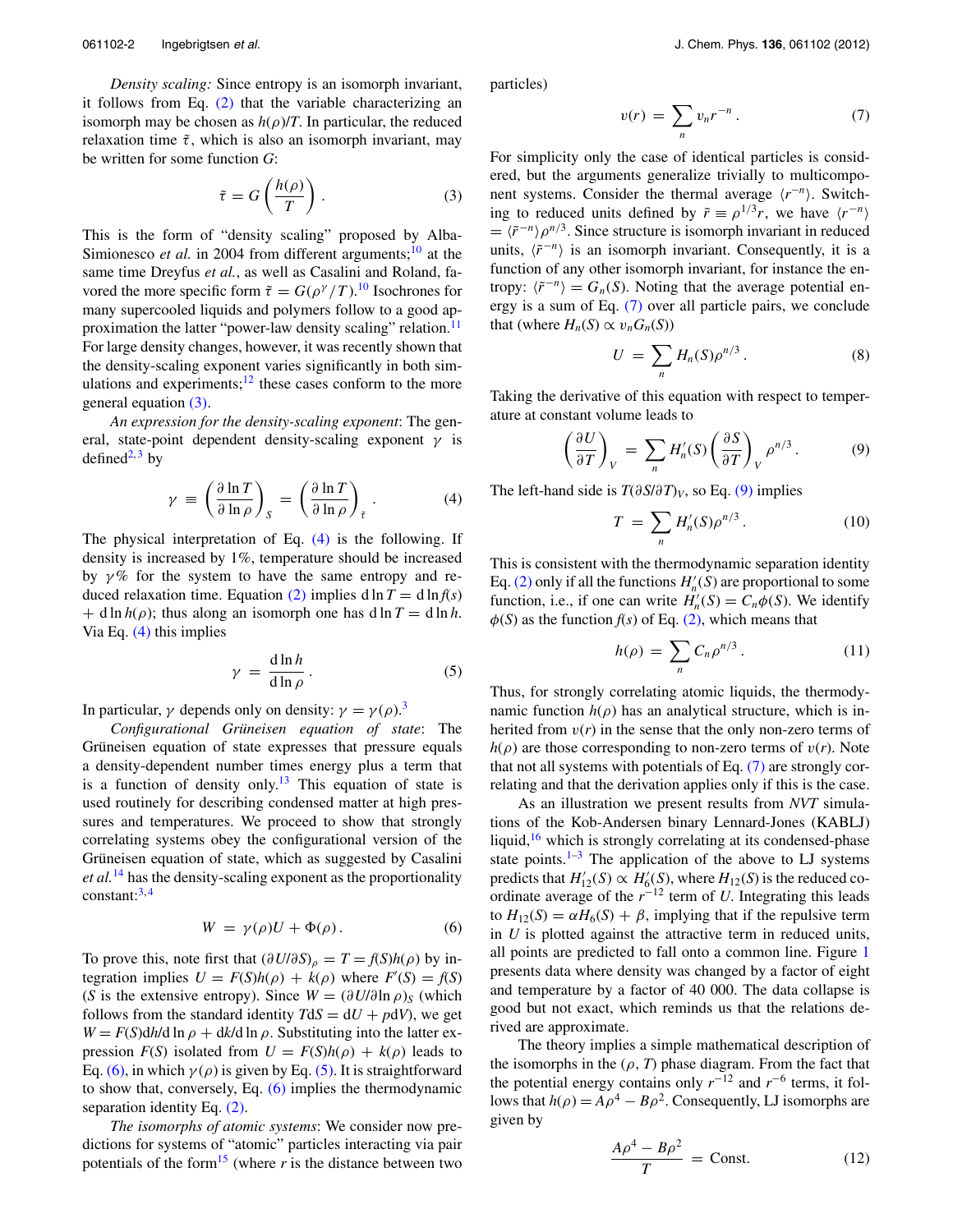*Density scaling:* Since entropy is an isomorph invariant, it follows from Eq. (2) that the variable characterizing an isomorph may be chosen as $h(\rho)/T$. In particular, the reduced relaxation time $\tilde{\tau}$, which is also an isomorph invariant, may be written for some function $G$:

$$\tilde{\tau} = G\left(\frac{h(\rho)}{T}\right). \tag{3}$$

This is the form of "density scaling" proposed by Alba-Simionesco *et al.* in 2004 from different arguments;[10] at the same time Dreyfus *et al.*, as well as Casalini and Roland, favored the more specific form $\tilde{\tau} = G(\rho^{\gamma}/T)$.[10] Isochrones for many supercooled liquids and polymers follow to a good approximation the latter "power-law density scaling" relation.[11] For large density changes, however, it was recently shown that the density-scaling exponent varies significantly in both simulations and experiments;[12] these cases conform to the more general equation (3).

*An expression for the density-scaling exponent*: The general, state-point dependent density-scaling exponent $\gamma$ is defined[2,3] by

$$\gamma \equiv \left(\frac{\partial \ln T}{\partial \ln \rho}\right)_S = \left(\frac{\partial \ln T}{\partial \ln \rho}\right)_{\tilde{\tau}}. \tag{4}$$

The physical interpretation of Eq. (4) is the following. If density is increased by 1%, temperature should be increased by $\gamma$% for the system to have the same entropy and reduced relaxation time. Equation (2) implies $\mathrm{d}\ln T = \mathrm{d}\ln f(s) + \mathrm{d}\ln h(\rho)$; thus along an isomorph one has $\mathrm{d}\ln T = \mathrm{d}\ln h$. Via Eq. (4) this implies

$$\gamma = \frac{\mathrm{d}\ln h}{\mathrm{d}\ln \rho}. \tag{5}$$

In particular, $\gamma$ depends only on density: $\gamma = \gamma(\rho)$.[3]

*Configurational Grüneisen equation of state*: The Grüneisen equation of state expresses that pressure equals a density-dependent number times energy plus a term that is a function of density only.[13] This equation of state is used routinely for describing condensed matter at high pressures and temperatures. We proceed to show that strongly correlating systems obey the configurational version of the Grüneisen equation of state, which as suggested by Casalini *et al.*[14] has the density-scaling exponent as the proportionality constant:[3,4]

$$W = \gamma(\rho)U + \Phi(\rho). \tag{6}$$

To prove this, note first that $(\partial U/\partial S)_\rho = T = f(S)h(\rho)$ by integration implies $U = F(S)h(\rho) + k(\rho)$ where $F'(S) = f(S)$ ($S$ is the extensive entropy). Since $W = (\partial U/\partial \ln \rho)_S$ (which follows from the standard identity $T\mathrm{d}S = \mathrm{d}U + p\mathrm{d}V$), we get $W = F(S)\mathrm{d}h/\mathrm{d}\ln\rho + \mathrm{d}k/\mathrm{d}\ln\rho$. Substituting into the latter expression $F(S)$ isolated from $U = F(S)h(\rho) + k(\rho)$ leads to Eq. (6), in which $\gamma(\rho)$ is given by Eq. (5). It is straightforward to show that, conversely, Eq. (6) implies the thermodynamic separation identity Eq. (2).

*The isomorphs of atomic systems*: We consider now predictions for systems of "atomic" particles interacting via pair potentials of the form[15] (where $r$ is the distance between two particles)

$$v(r) = \sum_n v_n r^{-n}. \tag{7}$$

For simplicity only the case of identical particles is considered, but the arguments generalize trivially to multicomponent systems. Consider the thermal average $\langle r^{-n}\rangle$. Switching to reduced units defined by $\tilde{r} \equiv \rho^{1/3}r$, we have $\langle r^{-n}\rangle = \langle \tilde{r}^{-n}\rangle \rho^{n/3}$. Since structure is isomorph invariant in reduced units, $\langle \tilde{r}^{-n}\rangle$ is an isomorph invariant. Consequently, it is a function of any other isomorph invariant, for instance the entropy: $\langle \tilde{r}^{-n}\rangle = G_n(S)$. Noting that the average potential energy is a sum of Eq. (7) over all particle pairs, we conclude that (where $H_n(S) \propto v_n G_n(S)$)

$$U = \sum_n H_n(S)\rho^{n/3}. \tag{8}$$

Taking the derivative of this equation with respect to temperature at constant volume leads to

$$\left(\frac{\partial U}{\partial T}\right)_V = \sum_n H_n'(S)\left(\frac{\partial S}{\partial T}\right)_V \rho^{n/3}. \tag{9}$$

The left-hand side is $T(\partial S/\partial T)_V$, so Eq. (9) implies

$$T = \sum_n H_n'(S)\rho^{n/3}. \tag{10}$$

This is consistent with the thermodynamic separation identity Eq. (2) only if all the functions $H_n'(S)$ are proportional to some function, i.e., if one can write $H_n'(S) = C_n\phi(S)$. We identify $\phi(S)$ as the function $f(s)$ of Eq. (2), which means that

$$h(\rho) = \sum_n C_n \rho^{n/3}. \tag{11}$$

Thus, for strongly correlating atomic liquids, the thermodynamic function $h(\rho)$ has an analytical structure, which is inherited from $v(r)$ in the sense that the only non-zero terms of $h(\rho)$ are those corresponding to non-zero terms of $v(r)$. Note that not all systems with potentials of Eq. (7) are strongly correlating and that the derivation applies only if this is the case.

As an illustration we present results from *NVT* simulations of the Kob-Andersen binary Lennard-Jones (KABLJ) liquid,[16] which is strongly correlating at its condensed-phase state points.[1–3] The application of the above to LJ systems predicts that $H_{12}'(S) \propto H_6'(S)$, where $H_{12}(S)$ is the reduced coordinate average of the $r^{-12}$ term of $U$. Integrating this leads to $H_{12}(S) = \alpha H_6(S) + \beta$, implying that if the repulsive term in $U$ is plotted against the attractive term in reduced units, all points are predicted to fall onto a common line. Figure 1 presents data where density was changed by a factor of eight and temperature by a factor of 40 000. The data collapse is good but not exact, which reminds us that the relations derived are approximate.

The theory implies a simple mathematical description of the isomorphs in the ($\rho$, $T$) phase diagram. From the fact that the potential energy contains only $r^{-12}$ and $r^{-6}$ terms, it follows that $h(\rho) = A\rho^4 - B\rho^2$. Consequently, LJ isomorphs are given by

$$\frac{A\rho^4 - B\rho^2}{T} = \text{Const.} \tag{12}$$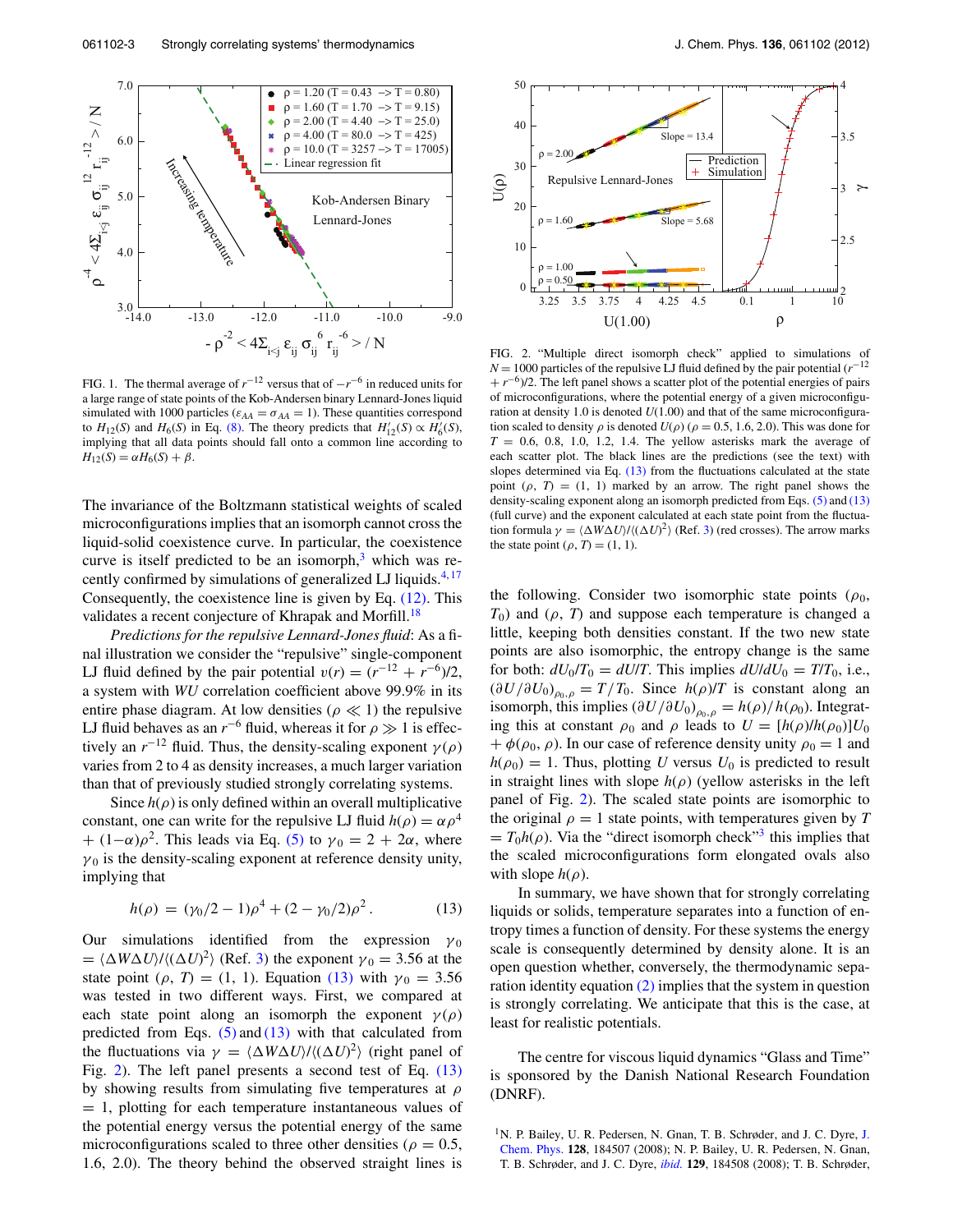FIG. 1. The thermal average of $r^{-12}$ versus that of $-r^{-6}$ in reduced units for a large range of state points of the Kob-Andersen binary Lennard-Jones liquid simulated with 1000 particles ($\varepsilon_{AA} = \sigma_{AA} = 1$). These quantities correspond to $H_{12}(S)$ and $H_6(S)$ in Eq. (8). The theory predicts that $H'_{12}(S) \propto H'_6(S)$, implying that all data points should fall onto a common line according to $H_{12}(S) = \alpha H_6(S) + \beta$.

The invariance of the Boltzmann statistical weights of scaled microconfigurations implies that an isomorph cannot cross the liquid-solid coexistence curve. In particular, the coexistence curve is itself predicted to be an isomorph,[3] which was recently confirmed by simulations of generalized LJ liquids.[4,17] Consequently, the coexistence line is given by Eq. (12). This validates a recent conjecture of Khrapak and Morfill.[18]

*Predictions for the repulsive Lennard-Jones fluid*: As a final illustration we consider the "repulsive" single-component LJ fluid defined by the pair potential $v(r) = (r^{-12} + r^{-6})/2$, a system with *WU* correlation coefficient above 99.9% in its entire phase diagram. At low densities ($\rho \ll 1$) the repulsive LJ fluid behaves as an $r^{-6}$ fluid, whereas it for $\rho \gg 1$ is effectively an $r^{-12}$ fluid. Thus, the density-scaling exponent $\gamma(\rho)$ varies from 2 to 4 as density increases, a much larger variation than that of previously studied strongly correlating systems.

Since $h(\rho)$ is only defined within an overall multiplicative constant, one can write for the repulsive LJ fluid $h(\rho) = \alpha\rho^4 + (1-\alpha)\rho^2$. This leads via Eq. (5) to $\gamma_0 = 2 + 2\alpha$, where $\gamma_0$ is the density-scaling exponent at reference density unity, implying that

$$h(\rho) = (\gamma_0/2 - 1)\rho^4 + (2 - \gamma_0/2)\rho^2 \, . \tag{13}$$

Our simulations identified from the expression $\gamma_0 = \langle \Delta W \Delta U \rangle / \langle (\Delta U)^2 \rangle$ (Ref. 3) the exponent $\gamma_0 = 3.56$ at the state point $(\rho, T) = (1, 1)$. Equation (13) with $\gamma_0 = 3.56$ was tested in two different ways. First, we compared at each state point along an isomorph the exponent $\gamma(\rho)$ predicted from Eqs. (5) and (13) with that calculated from the fluctuations via $\gamma = \langle \Delta W \Delta U \rangle / \langle (\Delta U)^2 \rangle$ (right panel of Fig. 2). The left panel presents a second test of Eq. (13) by showing results from simulating five temperatures at $\rho = 1$, plotting for each temperature instantaneous values of the potential energy versus the potential energy of the same microconfigurations scaled to three other densities ($\rho = 0.5$, 1.6, 2.0). The theory behind the observed straight lines is

FIG. 2. "Multiple direct isomorph check" applied to simulations of $N = 1000$ particles of the repulsive LJ fluid defined by the pair potential $(r^{-12} + r^{-6})/2$. The left panel shows a scatter plot of the potential energies of pairs of microconfigurations, where the potential energy of a given microconfiguration at density 1.0 is denoted $U(1.00)$ and that of the same microconfiguration scaled to density $\rho$ is denoted $U(\rho)$ ($\rho = 0.5$, 1.6, 2.0). This was done for $T = 0.6$, 0.8, 1.0, 1.2, 1.4. The yellow asterisks mark the average of each scatter plot. The black lines are the predictions (see the text) with slopes determined via Eq. (13) from the fluctuations calculated at the state point $(\rho, T) = (1, 1)$ marked by an arrow. The right panel shows the density-scaling exponent along an isomorph predicted from Eqs. (5) and (13) (full curve) and the exponent calculated at each state point from the fluctuation formula $\gamma = \langle \Delta W \Delta U \rangle / \langle (\Delta U)^2 \rangle$ (Ref. 3) (red crosses). The arrow marks the state point $(\rho, T) = (1, 1)$.

the following. Consider two isomorphic state points ($\rho_0$, $T_0$) and ($\rho$, $T$) and suppose each temperature is changed a little, keeping both densities constant. If the two new state points are also isomorphic, the entropy change is the same for both: $dU_0/T_0 = dU/T$. This implies $dU/dU_0 = T/T_0$, i.e., $(\partial U / \partial U_0)_{\rho_0, \rho} = T/T_0$. Since $h(\rho)/T$ is constant along an isomorph, this implies $(\partial U / \partial U_0)_{\rho_0, \rho} = h(\rho)/h(\rho_0)$. Integrating this at constant $\rho_0$ and $\rho$ leads to $U = [h(\rho)/h(\rho_0)]U_0 + \phi(\rho_0, \rho)$. In our case of reference density unity $\rho_0 = 1$ and $h(\rho_0) = 1$. Thus, plotting $U$ versus $U_0$ is predicted to result in straight lines with slope $h(\rho)$ (yellow asterisks in the left panel of Fig. 2). The scaled state points are isomorphic to the original $\rho = 1$ state points, with temperatures given by $T = T_0 h(\rho)$. Via the "direct isomorph check"[3] this implies that the scaled microconfigurations form elongated ovals also with slope $h(\rho)$.

In summary, we have shown that for strongly correlating liquids or solids, temperature separates into a function of entropy times a function of density. For these systems the energy scale is consequently determined by density alone. It is an open question whether, conversely, the thermodynamic separation identity equation (2) implies that the system in question is strongly correlating. We anticipate that this is the case, at least for realistic potentials.

The centre for viscous liquid dynamics "Glass and Time" is sponsored by the Danish National Research Foundation (DNRF).

[1] N. P. Bailey, U. R. Pedersen, N. Gnan, T. B. Schrøder, and J. C. Dyre, J. Chem. Phys. **128**, 184507 (2008); N. P. Bailey, U. R. Pedersen, N. Gnan, T. B. Schrøder, and J. C. Dyre, *ibid.* **129**, 184508 (2008); T. B. Schrøder,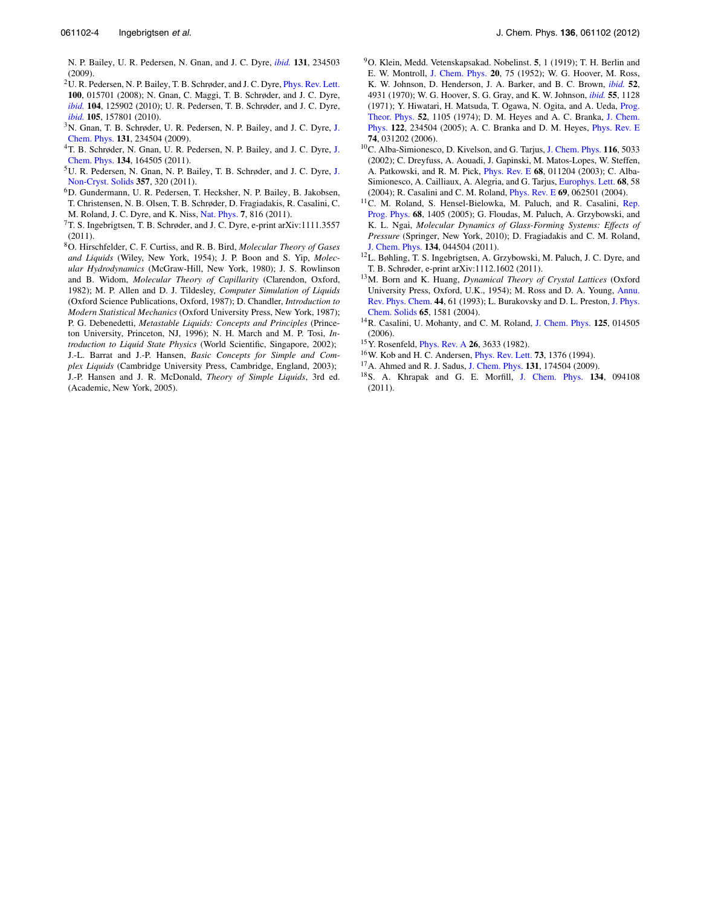N. P. Bailey, U. R. Pedersen, N. Gnan, and J. C. Dyre, *ibid.* **131**, 234503 (2009).

[2] U. R. Pedersen, N. P. Bailey, T. B. Schrøder, and J. C. Dyre, Phys. Rev. Lett. **100**, 015701 (2008); N. Gnan, C. Maggi, T. B. Schrøder, and J. C. Dyre, *ibid.* **104**, 125902 (2010); U. R. Pedersen, T. B. Schrøder, and J. C. Dyre, *ibid.* **105**, 157801 (2010).

[3] N. Gnan, T. B. Schrøder, U. R. Pedersen, N. P. Bailey, and J. C. Dyre, J. Chem. Phys. **131**, 234504 (2009).

[4] T. B. Schrøder, N. Gnan, U. R. Pedersen, N. P. Bailey, and J. C. Dyre, J. Chem. Phys. **134**, 164505 (2011).

[5] U. R. Pedersen, N. Gnan, N. P. Bailey, T. B. Schrøder, and J. C. Dyre, J. Non-Cryst. Solids **357**, 320 (2011).

[6] D. Gundermann, U. R. Pedersen, T. Hecksher, N. P. Bailey, B. Jakobsen, T. Christensen, N. B. Olsen, T. B. Schrøder, D. Fragiadakis, R. Casalini, C. M. Roland, J. C. Dyre, and K. Niss, Nat. Phys. **7**, 816 (2011).

[7] T. S. Ingebrigtsen, T. B. Schrøder, and J. C. Dyre, e-print arXiv:1111.3557 (2011).

[8] O. Hirschfelder, C. F. Curtiss, and R. B. Bird, *Molecular Theory of Gases and Liquids* (Wiley, New York, 1954); J. P. Boon and S. Yip, *Molecular Hydrodynamics* (McGraw-Hill, New York, 1980); J. S. Rowlinson and B. Widom, *Molecular Theory of Capillarity* (Clarendon, Oxford, 1982); M. P. Allen and D. J. Tildesley, *Computer Simulation of Liquids* (Oxford Science Publications, Oxford, 1987); D. Chandler, *Introduction to Modern Statistical Mechanics* (Oxford University Press, New York, 1987); P. G. Debenedetti, *Metastable Liquids: Concepts and Principles* (Princeton University, Princeton, NJ, 1996); N. H. March and M. P. Tosi, *Introduction to Liquid State Physics* (World Scientific, Singapore, 2002); J.-L. Barrat and J.-P. Hansen, *Basic Concepts for Simple and Complex Liquids* (Cambridge University Press, Cambridge, England, 2003); J.-P. Hansen and J. R. McDonald, *Theory of Simple Liquids*, 3rd ed. (Academic, New York, 2005).

[9] O. Klein, Medd. Vetenskapsakad. Nobelinst. **5**, 1 (1919); T. H. Berlin and E. W. Montroll, J. Chem. Phys. **20**, 75 (1952); W. G. Hoover, M. Ross, K. W. Johnson, D. Henderson, J. A. Barker, and B. C. Brown, *ibid.* **52**, 4931 (1970); W. G. Hoover, S. G. Gray, and K. W. Johnson, *ibid.* **55**, 1128 (1971); Y. Hiwatari, H. Matsuda, T. Ogawa, N. Ogita, and A. Ueda, Prog. Theor. Phys. **52**, 1105 (1974); D. M. Heyes and A. C. Branka, J. Chem. Phys. **122**, 234504 (2005); A. C. Branka and D. M. Heyes, Phys. Rev. E **74**, 031202 (2006).

[10] C. Alba-Simionesco, D. Kivelson, and G. Tarjus, J. Chem. Phys. **116**, 5033 (2002); C. Dreyfuss, A. Aouadi, J. Gapinski, M. Matos-Lopes, W. Steffen, A. Patkowski, and R. M. Pick, Phys. Rev. E **68**, 011204 (2003); C. Alba-Simionesco, A. Cailliaux, A. Alegria, and G. Tarjus, Europhys. Lett. **68**, 58 (2004); R. Casalini and C. M. Roland, Phys. Rev. E **69**, 062501 (2004).

[11] C. M. Roland, S. Hensel-Bielowka, M. Paluch, and R. Casalini, Rep. Prog. Phys. **68**, 1405 (2005); G. Floudas, M. Paluch, A. Grzybowski, and K. L. Ngai, *Molecular Dynamics of Glass-Forming Systems: Effects of Pressure* (Springer, New York, 2010); D. Fragiadakis and C. M. Roland, J. Chem. Phys. **134**, 044504 (2011).

[12] L. Bøhling, T. S. Ingebrigtsen, A. Grzybowski, M. Paluch, J. C. Dyre, and T. B. Schrøder, e-print arXiv:1112.1602 (2011).

[13] M. Born and K. Huang, *Dynamical Theory of Crystal Lattices* (Oxford University Press, Oxford, U.K., 1954); M. Ross and D. A. Young, Annu. Rev. Phys. Chem. **44**, 61 (1993); L. Burakovsky and D. L. Preston, J. Phys. Chem. Solids **65**, 1581 (2004).

[14] R. Casalini, U. Mohanty, and C. M. Roland, J. Chem. Phys. **125**, 014505 (2006).

[15] Y. Rosenfeld, Phys. Rev. A **26**, 3633 (1982).

[16] W. Kob and H. C. Andersen, Phys. Rev. Lett. **73**, 1376 (1994).

[17] A. Ahmed and R. J. Sadus, J. Chem. Phys. **131**, 174504 (2009).

[18] S. A. Khrapak and G. E. Morfill, J. Chem. Phys. **134**, 094108 (2011).